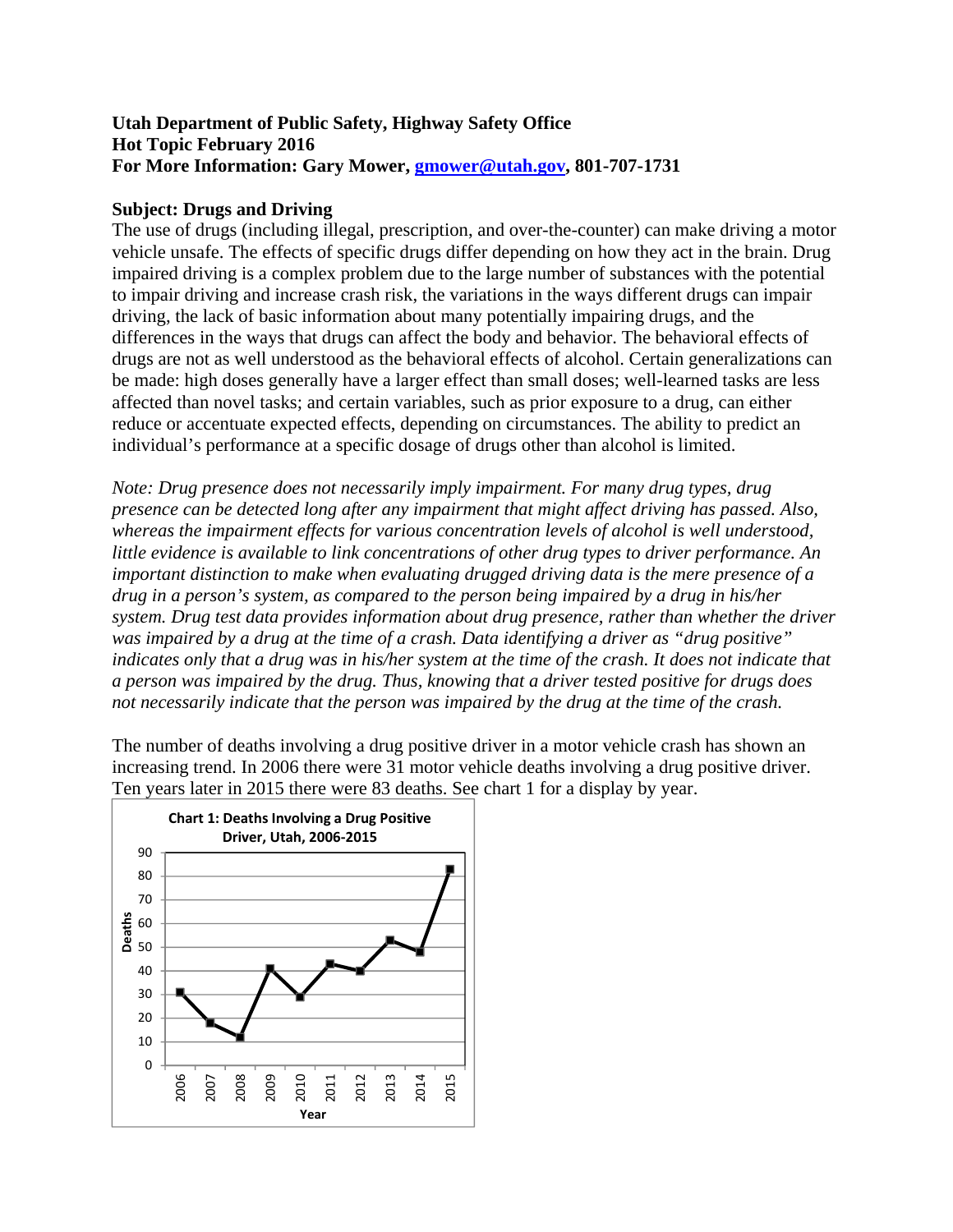**Utah Department of Public Safety, Highway Safety Office**
**Hot Topic February 2016**
**For More Information: Gary Mower, [gmower@utah.gov](mailto:gmower@utah.gov), 801-707-1731**

**Subject: Drugs and Driving**

The use of drugs (including illegal, prescription, and over-the-counter) can make driving a motor vehicle unsafe. The effects of specific drugs differ depending on how they act in the brain. Drug impaired driving is a complex problem due to the large number of substances with the potential to impair driving and increase crash risk, the variations in the ways different drugs can impair driving, the lack of basic information about many potentially impairing drugs, and the differences in the ways that drugs can affect the body and behavior. The behavioral effects of drugs are not as well understood as the behavioral effects of alcohol. Certain generalizations can be made: high doses generally have a larger effect than small doses; well-learned tasks are less affected than novel tasks; and certain variables, such as prior exposure to a drug, can either reduce or accentuate expected effects, depending on circumstances. The ability to predict an individual's performance at a specific dosage of drugs other than alcohol is limited.

*Note: Drug presence does not necessarily imply impairment. For many drug types, drug presence can be detected long after any impairment that might affect driving has passed. Also, whereas the impairment effects for various concentration levels of alcohol is well understood, little evidence is available to link concentrations of other drug types to driver performance. An important distinction to make when evaluating drugged driving data is the mere presence of a drug in a person's system, as compared to the person being impaired by a drug in his/her system. Drug test data provides information about drug presence, rather than whether the driver was impaired by a drug at the time of a crash. Data identifying a driver as "drug positive" indicates only that a drug was in his/her system at the time of the crash. It does not indicate that a person was impaired by the drug. Thus, knowing that a driver tested positive for drugs does not necessarily indicate that the person was impaired by the drug at the time of the crash.*

The number of deaths involving a drug positive driver in a motor vehicle crash has shown an increasing trend. In 2006 there were 31 motor vehicle deaths involving a drug positive driver. Ten years later in 2015 there were 83 deaths. See chart 1 for a display by year.

**Chart 1: Deaths Involving a Drug Positive Driver, Utah, 2006-2015**

| Year | Deaths |
|---|---|
| 2006 | 31 |
| 2007 | 18 |
| 2008 | 12 |
| 2009 | 41 |
| 2010 | 29 |
| 2011 | 43 |
| 2012 | 40 |
| 2013 | 53 |
| 2014 | 48 |
| 2015 | 83 |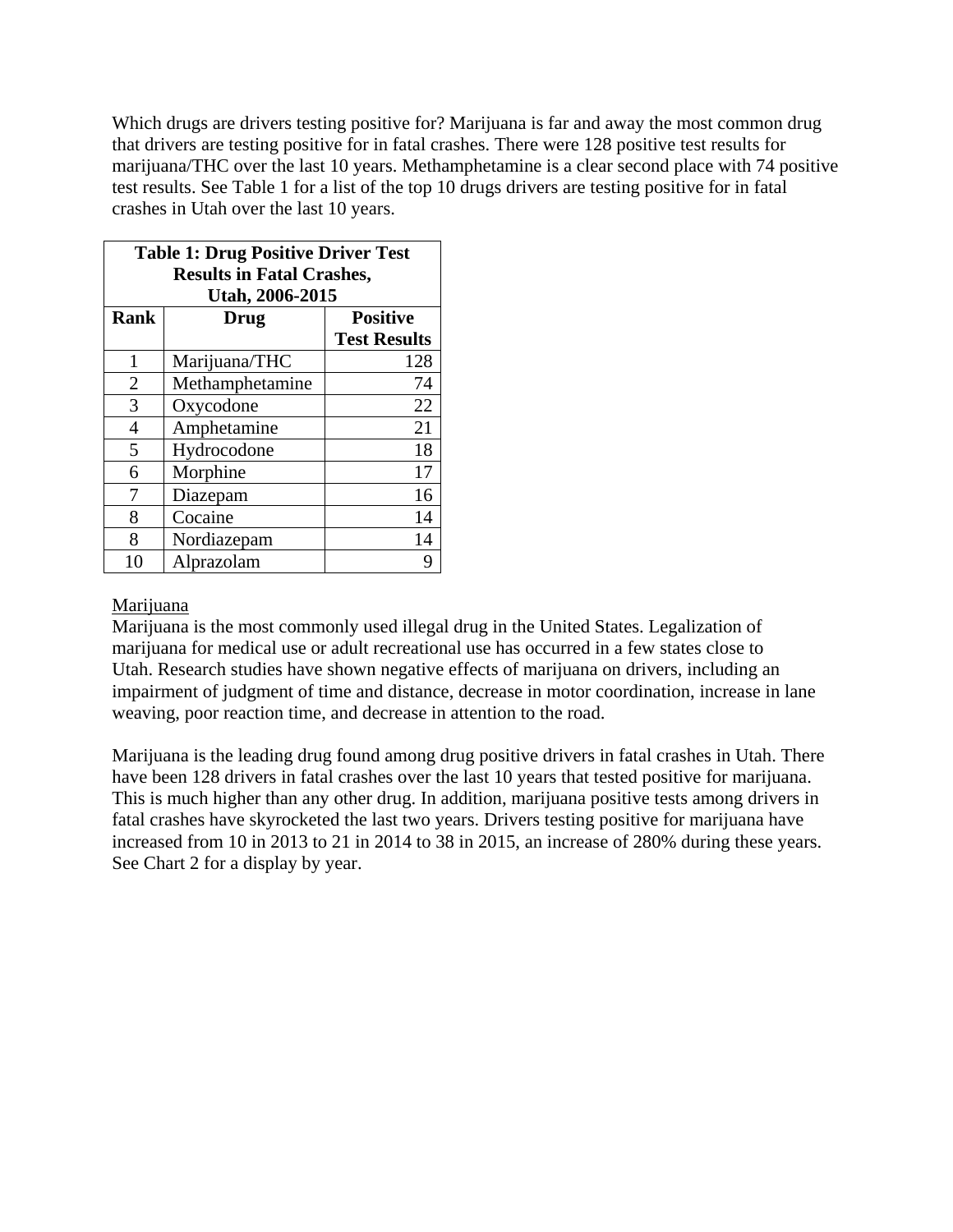Which drugs are drivers testing positive for? Marijuana is far and away the most common drug that drivers are testing positive for in fatal crashes. There were 128 positive test results for marijuana/THC over the last 10 years. Methamphetamine is a clear second place with 74 positive test results. See Table 1 for a list of the top 10 drugs drivers are testing positive for in fatal crashes in Utah over the last 10 years.

**Table 1: Drug Positive Driver Test Results in Fatal Crashes, Utah, 2006-2015**

| Rank | Drug | Positive Test Results |
|---|---|---|
| 1 | Marijuana/THC | 128 |
| 2 | Methamphetamine | 74 |
| 3 | Oxycodone | 22 |
| 4 | Amphetamine | 21 |
| 5 | Hydrocodone | 18 |
| 6 | Morphine | 17 |
| 7 | Diazepam | 16 |
| 8 | Cocaine | 14 |
| 8 | Nordiazepam | 14 |
| 10 | Alprazolam | 9 |

Marijuana

Marijuana is the most commonly used illegal drug in the United States. Legalization of marijuana for medical use or adult recreational use has occurred in a few states close to Utah. Research studies have shown negative effects of marijuana on drivers, including an impairment of judgment of time and distance, decrease in motor coordination, increase in lane weaving, poor reaction time, and decrease in attention to the road.

Marijuana is the leading drug found among drug positive drivers in fatal crashes in Utah. There have been 128 drivers in fatal crashes over the last 10 years that tested positive for marijuana. This is much higher than any other drug. In addition, marijuana positive tests among drivers in fatal crashes have skyrocketed the last two years. Drivers testing positive for marijuana have increased from 10 in 2013 to 21 in 2014 to 38 in 2015, an increase of 280% during these years. See Chart 2 for a display by year.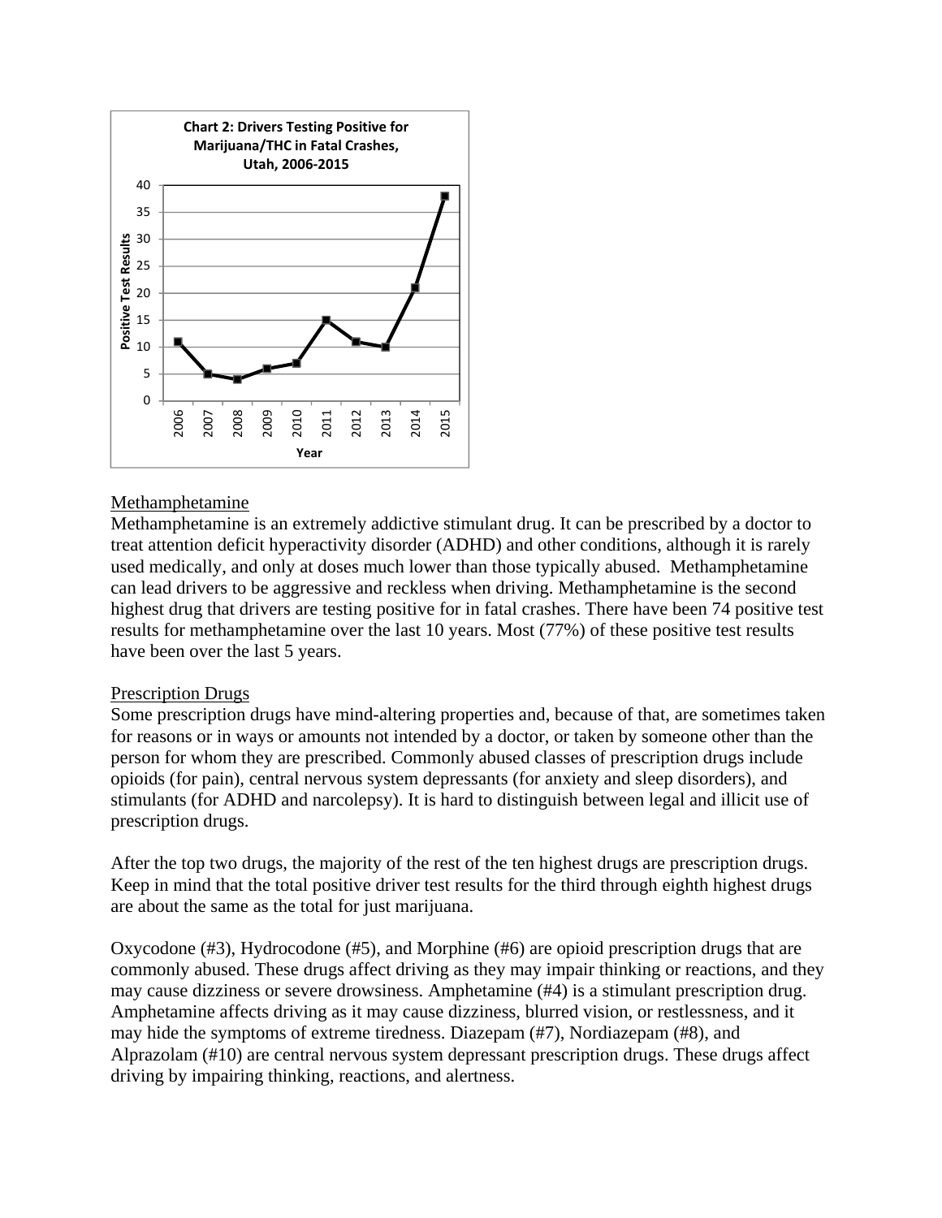**Chart 2: Drivers Testing Positive for Marijuana/THC in Fatal Crashes, Utah, 2006-2015**

| Year | Positive Test Results |
| --- | --- |
| 2006 | 11 |
| 2007 | 5 |
| 2008 | 4 |
| 2009 | 6 |
| 2010 | 7 |
| 2011 | 15 |
| 2012 | 11 |
| 2013 | 10 |
| 2014 | 21 |
| 2015 | 38 |

Methamphetamine

Methamphetamine is an extremely addictive stimulant drug. It can be prescribed by a doctor to treat attention deficit hyperactivity disorder (ADHD) and other conditions, although it is rarely used medically, and only at doses much lower than those typically abused. Methamphetamine can lead drivers to be aggressive and reckless when driving. Methamphetamine is the second highest drug that drivers are testing positive for in fatal crashes. There have been 74 positive test results for methamphetamine over the last 10 years. Most (77%) of these positive test results have been over the last 5 years.

Prescription Drugs

Some prescription drugs have mind-altering properties and, because of that, are sometimes taken for reasons or in ways or amounts not intended by a doctor, or taken by someone other than the person for whom they are prescribed. Commonly abused classes of prescription drugs include opioids (for pain), central nervous system depressants (for anxiety and sleep disorders), and stimulants (for ADHD and narcolepsy). It is hard to distinguish between legal and illicit use of prescription drugs.

After the top two drugs, the majority of the rest of the ten highest drugs are prescription drugs. Keep in mind that the total positive driver test results for the third through eighth highest drugs are about the same as the total for just marijuana.

Oxycodone (#3), Hydrocodone (#5), and Morphine (#6) are opioid prescription drugs that are commonly abused. These drugs affect driving as they may impair thinking or reactions, and they may cause dizziness or severe drowsiness. Amphetamine (#4) is a stimulant prescription drug. Amphetamine affects driving as it may cause dizziness, blurred vision, or restlessness, and it may hide the symptoms of extreme tiredness. Diazepam (#7), Nordiazepam (#8), and Alprazolam (#10) are central nervous system depressant prescription drugs. These drugs affect driving by impairing thinking, reactions, and alertness.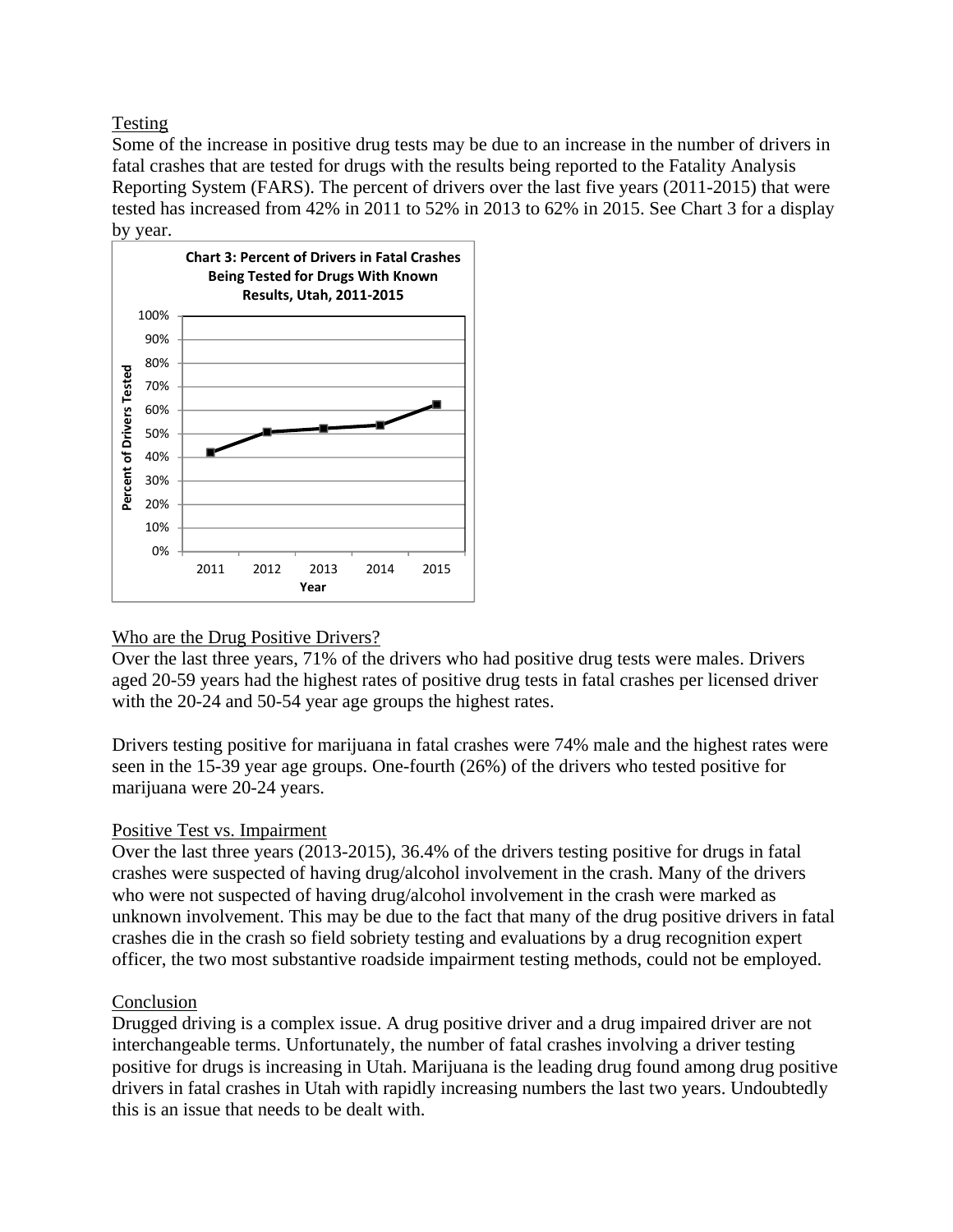## Testing

Some of the increase in positive drug tests may be due to an increase in the number of drivers in fatal crashes that are tested for drugs with the results being reported to the Fatality Analysis Reporting System (FARS). The percent of drivers over the last five years (2011-2015) that were tested has increased from 42% in 2011 to 52% in 2013 to 62% in 2015. See Chart 3 for a display by year.

**Chart 3: Percent of Drivers in Fatal Crashes Being Tested for Drugs With Known Results, Utah, 2011-2015**

Percent of Drivers Tested

100%
90%
80%
70%
60%
50%
40%
30%
20%
10%
0%

2011 2012 2013 2014 2015

Year

## Who are the Drug Positive Drivers?

Over the last three years, 71% of the drivers who had positive drug tests were males. Drivers aged 20-59 years had the highest rates of positive drug tests in fatal crashes per licensed driver with the 20-24 and 50-54 year age groups the highest rates.

Drivers testing positive for marijuana in fatal crashes were 74% male and the highest rates were seen in the 15-39 year age groups. One-fourth (26%) of the drivers who tested positive for marijuana were 20-24 years.

## Positive Test vs. Impairment

Over the last three years (2013-2015), 36.4% of the drivers testing positive for drugs in fatal crashes were suspected of having drug/alcohol involvement in the crash. Many of the drivers who were not suspected of having drug/alcohol involvement in the crash were marked as unknown involvement. This may be due to the fact that many of the drug positive drivers in fatal crashes die in the crash so field sobriety testing and evaluations by a drug recognition expert officer, the two most substantive roadside impairment testing methods, could not be employed.

## Conclusion

Drugged driving is a complex issue. A drug positive driver and a drug impaired driver are not interchangeable terms. Unfortunately, the number of fatal crashes involving a driver testing positive for drugs is increasing in Utah. Marijuana is the leading drug found among drug positive drivers in fatal crashes in Utah with rapidly increasing numbers the last two years. Undoubtedly this is an issue that needs to be dealt with.